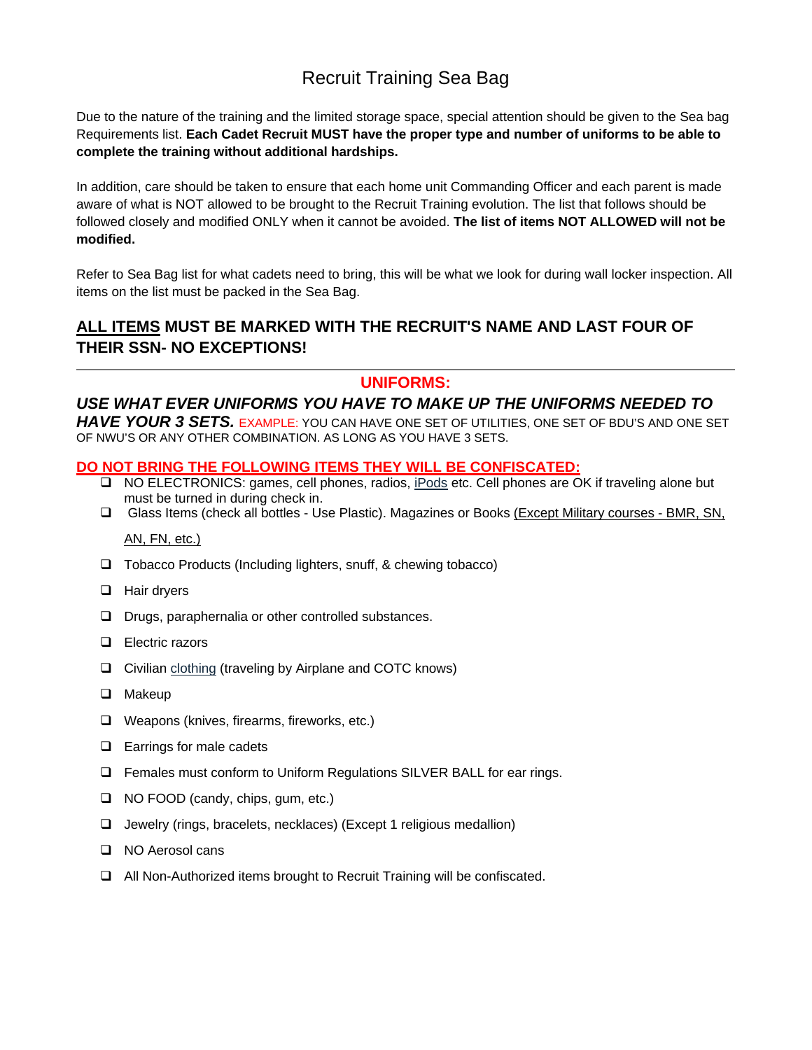# Recruit Training Sea Bag

Due to the nature of the training and the limited storage space, special attention should be given to the Sea bag Requirements list. **Each Cadet Recruit MUST have the proper type and number of uniforms to be able to complete the training without additional hardships.**

In addition, care should be taken to ensure that each home unit Commanding Officer and each parent is made aware of what is NOT allowed to be brought to the Recruit Training evolution. The list that follows should be followed closely and modified ONLY when it cannot be avoided. **The list of items NOT ALLOWED will not be modified.**

Refer to Sea Bag list for what cadets need to bring, this will be what we look for during wall locker inspection. All items on the list must be packed in the Sea Bag.

## ALL ITEMS MUST BE MARKED WITH THE RECRUIT'S NAME AND LAST FOUR OF THEIR SSN- NO EXCEPTIONS!

---

## UNIFORMS:

***USE WHAT EVER UNIFORMS YOU HAVE TO MAKE UP THE UNIFORMS NEEDED TO HAVE YOUR 3 SETS.*** EXAMPLE: YOU CAN HAVE ONE SET OF UTILITIES, ONE SET OF BDU'S AND ONE SET OF NWU'S OR ANY OTHER COMBINATION. AS LONG AS YOU HAVE 3 SETS.

**DO NOT BRING THE FOLLOWING ITEMS THEY WILL BE CONFISCATED:**

- NO ELECTRONICS: games, cell phones, radios, iPods etc. Cell phones are OK if traveling alone but must be turned in during check in.
- Glass Items (check all bottles - Use Plastic). Magazines or Books (Except Military courses - BMR, SN, AN, FN, etc.)
- Tobacco Products (Including lighters, snuff, & chewing tobacco)
- Hair dryers
- Drugs, paraphernalia or other controlled substances.
- Electric razors
- Civilian clothing (traveling by Airplane and COTC knows)
- Makeup
- Weapons (knives, firearms, fireworks, etc.)
- Earrings for male cadets
- Females must conform to Uniform Regulations SILVER BALL for ear rings.
- NO FOOD (candy, chips, gum, etc.)
- Jewelry (rings, bracelets, necklaces) (Except 1 religious medallion)
- NO Aerosol cans
- All Non-Authorized items brought to Recruit Training will be confiscated.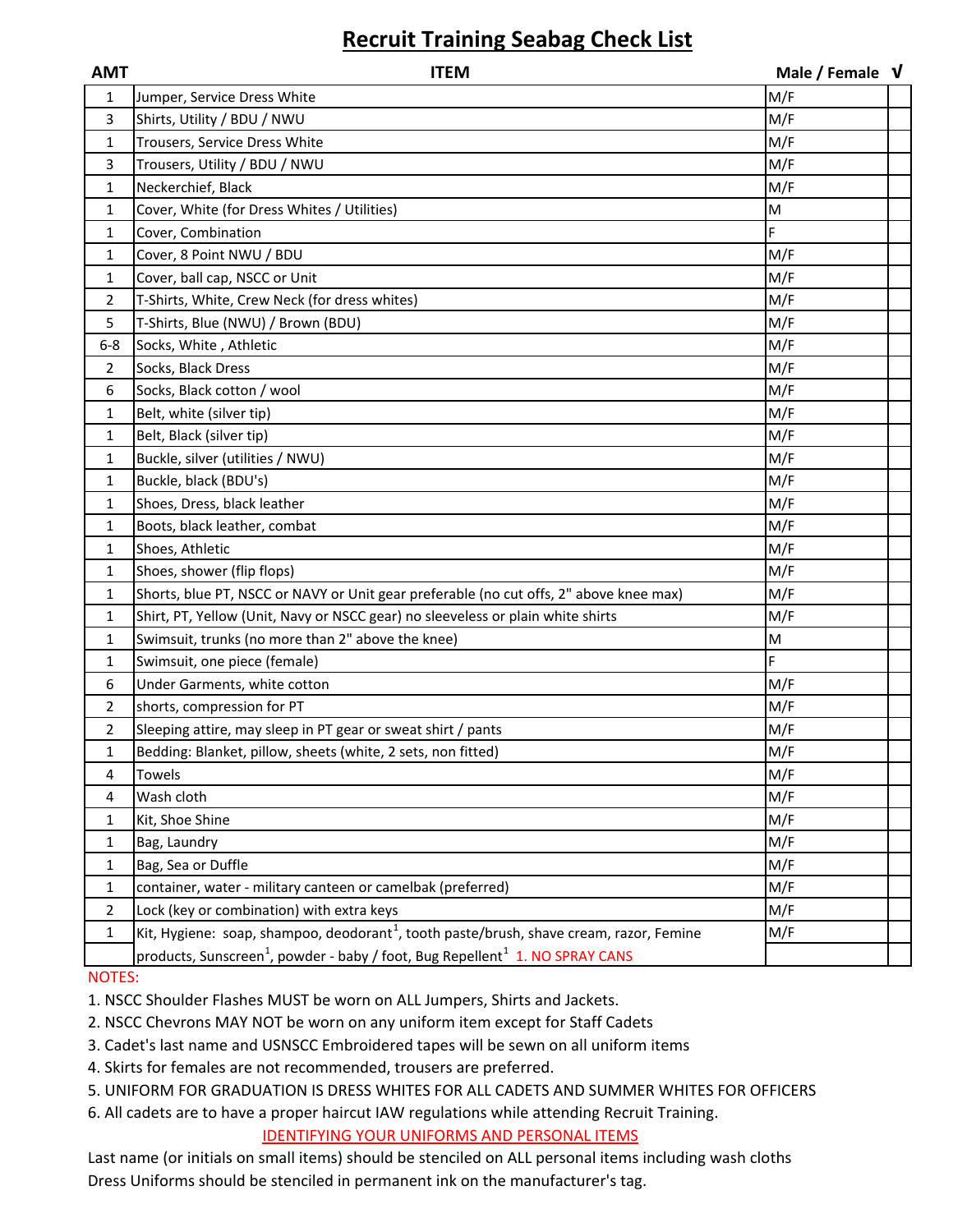# Recruit Training Seabag Check List

| AMT | ITEM | Male / Female | √ |
|---|---|---|---|
| 1 | Jumper, Service Dress White | M/F | |
| 3 | Shirts, Utility / BDU / NWU | M/F | |
| 1 | Trousers, Service Dress White | M/F | |
| 3 | Trousers, Utility / BDU / NWU | M/F | |
| 1 | Neckerchief, Black | M/F | |
| 1 | Cover, White (for Dress Whites / Utilities) | M | |
| 1 | Cover, Combination | F | |
| 1 | Cover, 8 Point NWU / BDU | M/F | |
| 1 | Cover, ball cap, NSCC or Unit | M/F | |
| 2 | T-Shirts, White, Crew Neck (for dress whites) | M/F | |
| 5 | T-Shirts, Blue (NWU) / Brown (BDU) | M/F | |
| 6-8 | Socks, White , Athletic | M/F | |
| 2 | Socks, Black Dress | M/F | |
| 6 | Socks, Black cotton / wool | M/F | |
| 1 | Belt, white (silver tip) | M/F | |
| 1 | Belt, Black (silver tip) | M/F | |
| 1 | Buckle, silver (utilities / NWU) | M/F | |
| 1 | Buckle, black (BDU's) | M/F | |
| 1 | Shoes, Dress, black leather | M/F | |
| 1 | Boots, black leather, combat | M/F | |
| 1 | Shoes, Athletic | M/F | |
| 1 | Shoes, shower (flip flops) | M/F | |
| 1 | Shorts, blue PT, NSCC or NAVY or Unit gear preferable (no cut offs, 2" above knee max) | M/F | |
| 1 | Shirt, PT, Yellow (Unit, Navy or NSCC gear) no sleeveless or plain white shirts | M/F | |
| 1 | Swimsuit, trunks (no more than 2" above the knee) | M | |
| 1 | Swimsuit, one piece (female) | F | |
| 6 | Under Garments, white cotton | M/F | |
| 2 | shorts, compression for PT | M/F | |
| 2 | Sleeping attire, may sleep in PT gear or sweat shirt / pants | M/F | |
| 1 | Bedding: Blanket, pillow, sheets (white, 2 sets, non fitted) | M/F | |
| 4 | Towels | M/F | |
| 4 | Wash cloth | M/F | |
| 1 | Kit, Shoe Shine | M/F | |
| 1 | Bag, Laundry | M/F | |
| 1 | Bag, Sea or Duffle | M/F | |
| 1 | container, water - military canteen or camelbak (preferred) | M/F | |
| 2 | Lock (key or combination) with extra keys | M/F | |
| 1 | Kit, Hygiene: soap, shampoo, deodorant[1], tooth paste/brush, shave cream, razor, Femine products, Sunscreen[1], powder - baby / foot, Bug Repellent[1] 1. NO SPRAY CANS | M/F | |

NOTES:

1. NSCC Shoulder Flashes MUST be worn on ALL Jumpers, Shirts and Jackets.
2. NSCC Chevrons MAY NOT be worn on any uniform item except for Staff Cadets
3. Cadet's last name and USNSCC Embroidered tapes will be sewn on all uniform items
4. Skirts for females are not recommended, trousers are preferred.
5. UNIFORM FOR GRADUATION IS DRESS WHITES FOR ALL CADETS AND SUMMER WHITES FOR OFFICERS
6. All cadets are to have a proper haircut IAW regulations while attending Recruit Training.

IDENTIFYING YOUR UNIFORMS AND PERSONAL ITEMS

Last name (or initials on small items) should be stenciled on ALL personal items including wash cloths
Dress Uniforms should be stenciled in permanent ink on the manufacturer's tag.